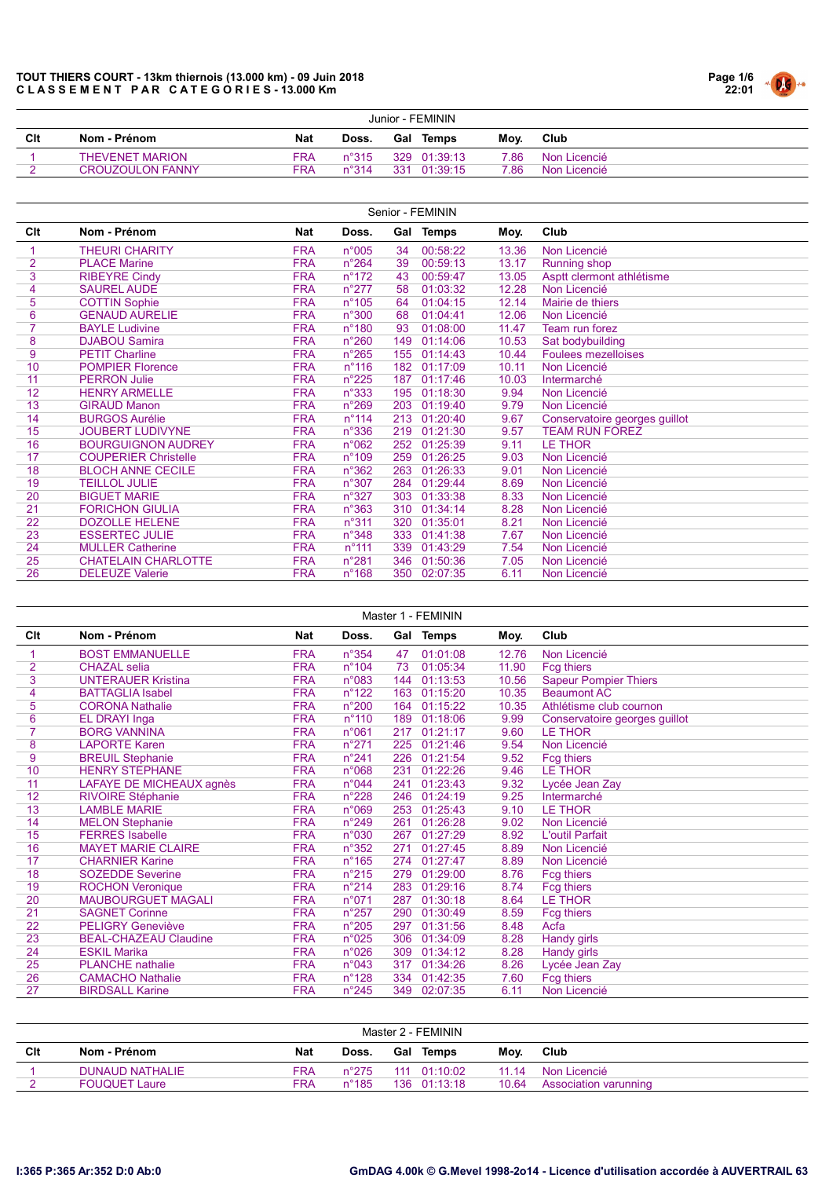**TOUT THIERS COURT - 13km thiernois (13.000 km) - 09 Juin 2018**
**C L A S S E M E N T  P A R  C A T E G O R I E S - 13.000 Km**

### Junior - FEMININ

| Clt | Nom - Prénom | Nat | Doss. | Gal | Temps | Moy. | Club |
|---|---|---|---|---|---|---|---|
| 1 | THEVENET MARION | FRA | n°315 | 329 | 01:39:13 | 7.86 | Non Licencié |
| 2 | CROUZOULON FANNY | FRA | n°314 | 331 | 01:39:15 | 7.86 | Non Licencié |

### Senior - FEMININ

| Clt | Nom - Prénom | Nat | Doss. | Gal | Temps | Moy. | Club |
|---|---|---|---|---|---|---|---|
| 1 | THEURI CHARITY | FRA | n°005 | 34 | 00:58:22 | 13.36 | Non Licencié |
| 2 | PLACE Marine | FRA | n°264 | 39 | 00:59:13 | 13.17 | Running shop |
| 3 | RIBEYRE Cindy | FRA | n°172 | 43 | 00:59:47 | 13.05 | Asptt clermont athlétisme |
| 4 | SAUREL AUDE | FRA | n°277 | 58 | 01:03:32 | 12.28 | Non Licencié |
| 5 | COTTIN Sophie | FRA | n°105 | 64 | 01:04:15 | 12.14 | Mairie de thiers |
| 6 | GENAUD AURELIE | FRA | n°300 | 68 | 01:04:41 | 12.06 | Non Licencié |
| 7 | BAYLE Ludivine | FRA | n°180 | 93 | 01:08:00 | 11.47 | Team run forez |
| 8 | DJABOU Samira | FRA | n°260 | 149 | 01:14:06 | 10.53 | Sat bodybuilding |
| 9 | PETIT Charline | FRA | n°265 | 155 | 01:14:43 | 10.44 | Foulees mezelloises |
| 10 | POMPIER Florence | FRA | n°116 | 182 | 01:17:09 | 10.11 | Non Licencié |
| 11 | PERRON Julie | FRA | n°225 | 187 | 01:17:46 | 10.03 | Intermarché |
| 12 | HENRY ARMELLE | FRA | n°333 | 195 | 01:18:30 | 9.94 | Non Licencié |
| 13 | GIRAUD Manon | FRA | n°269 | 203 | 01:19:40 | 9.79 | Non Licencié |
| 14 | BURGOS Aurélie | FRA | n°114 | 213 | 01:20:40 | 9.67 | Conservatoire georges guillot |
| 15 | JOUBERT LUDIVYNE | FRA | n°336 | 219 | 01:21:30 | 9.57 | TEAM RUN FOREZ |
| 16 | BOURGUIGNON AUDREY | FRA | n°062 | 252 | 01:25:39 | 9.11 | LE THOR |
| 17 | COUPERIER Christelle | FRA | n°109 | 259 | 01:26:25 | 9.03 | Non Licencié |
| 18 | BLOCH ANNE CECILE | FRA | n°362 | 263 | 01:26:33 | 9.01 | Non Licencié |
| 19 | TEILLOL JULIE | FRA | n°307 | 284 | 01:29:44 | 8.69 | Non Licencié |
| 20 | BIGUET MARIE | FRA | n°327 | 303 | 01:33:38 | 8.33 | Non Licencié |
| 21 | FORICHON GIULIA | FRA | n°363 | 310 | 01:34:14 | 8.28 | Non Licencié |
| 22 | DOZOLLE HELENE | FRA | n°311 | 320 | 01:35:01 | 8.21 | Non Licencié |
| 23 | ESSERTEC JULIE | FRA | n°348 | 333 | 01:41:38 | 7.67 | Non Licencié |
| 24 | MULLER Catherine | FRA | n°111 | 339 | 01:43:29 | 7.54 | Non Licencié |
| 25 | CHATELAIN CHARLOTTE | FRA | n°281 | 346 | 01:50:36 | 7.05 | Non Licencié |
| 26 | DELEUZE Valerie | FRA | n°168 | 350 | 02:07:35 | 6.11 | Non Licencié |

### Master 1 - FEMININ

| Clt | Nom - Prénom | Nat | Doss. | Gal | Temps | Moy. | Club |
|---|---|---|---|---|---|---|---|
| 1 | BOST EMMANUELLE | FRA | n°354 | 47 | 01:01:08 | 12.76 | Non Licencié |
| 2 | CHAZAL selia | FRA | n°104 | 73 | 01:05:34 | 11.90 | Fcg thiers |
| 3 | UNTERAUER Kristina | FRA | n°083 | 144 | 01:13:53 | 10.56 | Sapeur Pompier Thiers |
| 4 | BATTAGLIA Isabel | FRA | n°122 | 163 | 01:15:20 | 10.35 | Beaumont AC |
| 5 | CORONA Nathalie | FRA | n°200 | 164 | 01:15:22 | 10.35 | Athlétisme club cournon |
| 6 | EL DRAYI Inga | FRA | n°110 | 189 | 01:18:06 | 9.99 | Conservatoire georges guillot |
| 7 | BORG VANNINA | FRA | n°061 | 217 | 01:21:17 | 9.60 | LE THOR |
| 8 | LAPORTE Karen | FRA | n°271 | 225 | 01:21:46 | 9.54 | Non Licencié |
| 9 | BREUIL Stephanie | FRA | n°241 | 226 | 01:21:54 | 9.52 | Fcg thiers |
| 10 | HENRY STEPHANE | FRA | n°068 | 231 | 01:22:26 | 9.46 | LE THOR |
| 11 | LAFAYE DE MICHEAUX agnès | FRA | n°044 | 241 | 01:23:43 | 9.32 | Lycée Jean Zay |
| 12 | RIVOIRE Stéphanie | FRA | n°228 | 246 | 01:24:19 | 9.25 | Intermarché |
| 13 | LAMBLE MARIE | FRA | n°069 | 253 | 01:25:43 | 9.10 | LE THOR |
| 14 | MELON Stephanie | FRA | n°249 | 261 | 01:26:28 | 9.02 | Non Licencié |
| 15 | FERRES Isabelle | FRA | n°030 | 267 | 01:27:29 | 8.92 | L'outil Parfait |
| 16 | MAYET MARIE CLAIRE | FRA | n°352 | 271 | 01:27:45 | 8.89 | Non Licencié |
| 17 | CHARNIER Karine | FRA | n°165 | 274 | 01:27:47 | 8.89 | Non Licencié |
| 18 | SOZEDDE Severine | FRA | n°215 | 279 | 01:29:00 | 8.76 | Fcg thiers |
| 19 | ROCHON Veronique | FRA | n°214 | 283 | 01:29:16 | 8.74 | Fcg thiers |
| 20 | MAUBOURGUET MAGALI | FRA | n°071 | 287 | 01:30:18 | 8.64 | LE THOR |
| 21 | SAGNET Corinne | FRA | n°257 | 290 | 01:30:49 | 8.59 | Fcg thiers |
| 22 | PELIGRY Geneviève | FRA | n°205 | 297 | 01:31:56 | 8.48 | Acfa |
| 23 | BEAL-CHAZEAU Claudine | FRA | n°025 | 306 | 01:34:09 | 8.28 | Handy girls |
| 24 | ESKIL Marika | FRA | n°026 | 309 | 01:34:12 | 8.28 | Handy girls |
| 25 | PLANCHE nathalie | FRA | n°043 | 317 | 01:34:26 | 8.26 | Lycée Jean Zay |
| 26 | CAMACHO Nathalie | FRA | n°128 | 334 | 01:42:35 | 7.60 | Fcg thiers |
| 27 | BIRDSALL Karine | FRA | n°245 | 349 | 02:07:35 | 6.11 | Non Licencié |

### Master 2 - FEMININ

| Clt | Nom - Prénom | Nat | Doss. | Gal | Temps | Moy. | Club |
|---|---|---|---|---|---|---|---|
| 1 | DUNAUD NATHALIE | FRA | n°275 | 111 | 01:10:02 | 11.14 | Non Licencié |
| 2 | FOUQUET Laure | FRA | n°185 | 136 | 01:13:18 | 10.64 | Association varunning |

I:365 P:365 Ar:352 D:0 Ab:0

GmDAG 4.00k © G.Mevel 1998-2014 - Licence d'utilisation accordée à AUVERTRAIL 63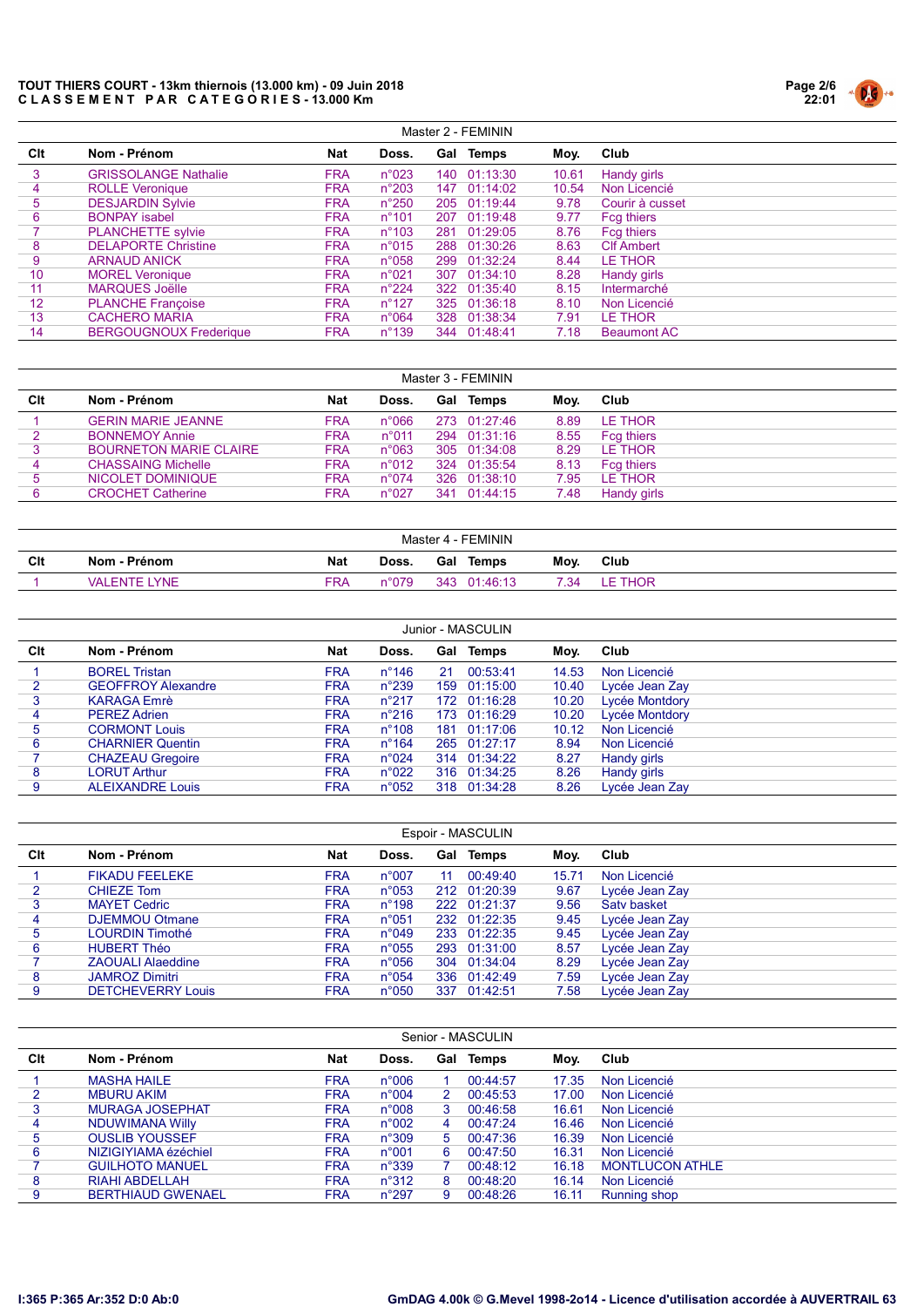**TOUT THIERS COURT - 13km thiernois (13.000 km) - 09 Juin 2018**
**C L A S S E M E N T   P A R   C A T E G O R I E S - 13.000 Km**

### Master 2 - FEMININ

| Clt | Nom - Prénom | Nat | Doss. | Gal | Temps | Moy. | Club |
|---|---|---|---|---|---|---|---|
| 3 | GRISSOLANGE Nathalie | FRA | n°023 | 140 | 01:13:30 | 10.61 | Handy girls |
| 4 | ROLLE Veronique | FRA | n°203 | 147 | 01:14:02 | 10.54 | Non Licencié |
| 5 | DESJARDIN Sylvie | FRA | n°250 | 205 | 01:19:44 | 9.78 | Courir à cusset |
| 6 | BONPAY isabel | FRA | n°101 | 207 | 01:19:48 | 9.77 | Fcg thiers |
| 7 | PLANCHETTE sylvie | FRA | n°103 | 281 | 01:29:05 | 8.76 | Fcg thiers |
| 8 | DELAPORTE Christine | FRA | n°015 | 288 | 01:30:26 | 8.63 | Clf Ambert |
| 9 | ARNAUD ANICK | FRA | n°058 | 299 | 01:32:24 | 8.44 | LE THOR |
| 10 | MOREL Veronique | FRA | n°021 | 307 | 01:34:10 | 8.28 | Handy girls |
| 11 | MARQUES Joëlle | FRA | n°224 | 322 | 01:35:40 | 8.15 | Intermarché |
| 12 | PLANCHE Françoise | FRA | n°127 | 325 | 01:36:18 | 8.10 | Non Licencié |
| 13 | CACHERO MARIA | FRA | n°064 | 328 | 01:38:34 | 7.91 | LE THOR |
| 14 | BERGOUGNOUX Frederique | FRA | n°139 | 344 | 01:48:41 | 7.18 | Beaumont AC |

### Master 3 - FEMININ

| Clt | Nom - Prénom | Nat | Doss. | Gal | Temps | Moy. | Club |
|---|---|---|---|---|---|---|---|
| 1 | GERIN MARIE JEANNE | FRA | n°066 | 273 | 01:27:46 | 8.89 | LE THOR |
| 2 | BONNEMOY Annie | FRA | n°011 | 294 | 01:31:16 | 8.55 | Fcg thiers |
| 3 | BOURNETON MARIE CLAIRE | FRA | n°063 | 305 | 01:34:08 | 8.29 | LE THOR |
| 4 | CHASSAING Michelle | FRA | n°012 | 324 | 01:35:54 | 8.13 | Fcg thiers |
| 5 | NICOLET DOMINIQUE | FRA | n°074 | 326 | 01:38:10 | 7.95 | LE THOR |
| 6 | CROCHET Catherine | FRA | n°027 | 341 | 01:44:15 | 7.48 | Handy girls |

### Master 4 - FEMININ

| Clt | Nom - Prénom | Nat | Doss. | Gal | Temps | Moy. | Club |
|---|---|---|---|---|---|---|---|
| 1 | VALENTE LYNE | FRA | n°079 | 343 | 01:46:13 | 7.34 | LE THOR |

### Junior - MASCULIN

| Clt | Nom - Prénom | Nat | Doss. | Gal | Temps | Moy. | Club |
|---|---|---|---|---|---|---|---|
| 1 | BOREL Tristan | FRA | n°146 | 21 | 00:53:41 | 14.53 | Non Licencié |
| 2 | GEOFFROY Alexandre | FRA | n°239 | 159 | 01:15:00 | 10.40 | Lycée Jean Zay |
| 3 | KARAGA Emrè | FRA | n°217 | 172 | 01:16:28 | 10.20 | Lycée Montdory |
| 4 | PEREZ Adrien | FRA | n°216 | 173 | 01:16:29 | 10.20 | Lycée Montdory |
| 5 | CORMONT Louis | FRA | n°108 | 181 | 01:17:06 | 10.12 | Non Licencié |
| 6 | CHARNIER Quentin | FRA | n°164 | 265 | 01:27:17 | 8.94 | Non Licencié |
| 7 | CHAZEAU Gregoire | FRA | n°024 | 314 | 01:34:22 | 8.27 | Handy girls |
| 8 | LORUT Arthur | FRA | n°022 | 316 | 01:34:25 | 8.26 | Handy girls |
| 9 | ALEIXANDRE Louis | FRA | n°052 | 318 | 01:34:28 | 8.26 | Lycée Jean Zay |

### Espoir - MASCULIN

| Clt | Nom - Prénom | Nat | Doss. | Gal | Temps | Moy. | Club |
|---|---|---|---|---|---|---|---|
| 1 | FIKADU FEELEKE | FRA | n°007 | 11 | 00:49:40 | 15.71 | Non Licencié |
| 2 | CHIEZE Tom | FRA | n°053 | 212 | 01:20:39 | 9.67 | Lycée Jean Zay |
| 3 | MAYET Cedric | FRA | n°198 | 222 | 01:21:37 | 9.56 | Satv basket |
| 4 | DJEMMOU Otmane | FRA | n°051 | 232 | 01:22:35 | 9.45 | Lycée Jean Zay |
| 5 | LOURDIN Timothé | FRA | n°049 | 233 | 01:22:35 | 9.45 | Lycée Jean Zay |
| 6 | HUBERT Théo | FRA | n°055 | 293 | 01:31:00 | 8.57 | Lycée Jean Zay |
| 7 | ZAOUALI Alaeddine | FRA | n°056 | 304 | 01:34:04 | 8.29 | Lycée Jean Zay |
| 8 | JAMROZ Dimitri | FRA | n°054 | 336 | 01:42:49 | 7.59 | Lycée Jean Zay |
| 9 | DETCHEVERRY Louis | FRA | n°050 | 337 | 01:42:51 | 7.58 | Lycée Jean Zay |

### Senior - MASCULIN

| Clt | Nom - Prénom | Nat | Doss. | Gal | Temps | Moy. | Club |
|---|---|---|---|---|---|---|---|
| 1 | MASHA HAILE | FRA | n°006 | 1 | 00:44:57 | 17.35 | Non Licencié |
| 2 | MBURU AKIM | FRA | n°004 | 2 | 00:45:53 | 17.00 | Non Licencié |
| 3 | MURAGA JOSEPHAT | FRA | n°008 | 3 | 00:46:58 | 16.61 | Non Licencié |
| 4 | NDUWIMANA Willy | FRA | n°002 | 4 | 00:47:24 | 16.46 | Non Licencié |
| 5 | OUSLIB YOUSSEF | FRA | n°309 | 5 | 00:47:36 | 16.39 | Non Licencié |
| 6 | NIZIGIYIAMA ézéchiel | FRA | n°001 | 6 | 00:47:50 | 16.31 | Non Licencié |
| 7 | GUILHOTO MANUEL | FRA | n°339 | 7 | 00:48:12 | 16.18 | MONTLUCON ATHLE |
| 8 | RIAHI ABDELLAH | FRA | n°312 | 8 | 00:48:20 | 16.14 | Non Licencié |
| 9 | BERTHIAUD GWENAEL | FRA | n°297 | 9 | 00:48:26 | 16.11 | Running shop |

I:365 P:365 Ar:352 D:0 Ab:0

GmDAG 4.00k © G.Mevel 1998-2o14 - Licence d'utilisation accordée à AUVERTRAIL 63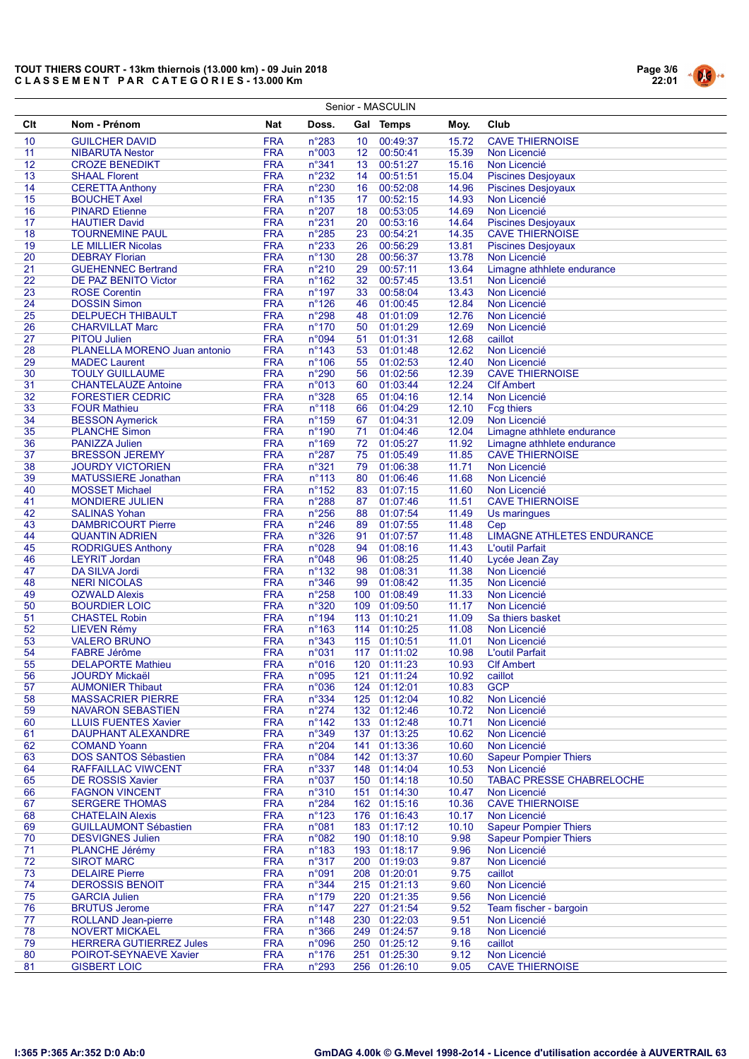**TOUT THIERS COURT - 13km thiernois (13.000 km) - 09 Juin 2018**
**C L A S S E M E N T   P A R   C A T E G O R I E S - 13.000 Km**

Senior - MASCULIN

| Clt | Nom - Prénom | Nat | Doss. | Gal | Temps | Moy. | Club |
|---|---|---|---|---|---|---|---|
| 10 | GUILCHER DAVID | FRA | n°283 | 10 | 00:49:37 | 15.72 | CAVE THIERNOISE |
| 11 | NIBARUTA Nestor | FRA | n°003 | 12 | 00:50:41 | 15.39 | Non Licencié |
| 12 | CROZE BENEDIKT | FRA | n°341 | 13 | 00:51:27 | 15.16 | Non Licencié |
| 13 | SHAAL Florent | FRA | n°232 | 14 | 00:51:51 | 15.04 | Piscines Desjoyaux |
| 14 | CERETTA Anthony | FRA | n°230 | 16 | 00:52:08 | 14.96 | Piscines Desjoyaux |
| 15 | BOUCHET Axel | FRA | n°135 | 17 | 00:52:15 | 14.93 | Non Licencié |
| 16 | PINARD Etienne | FRA | n°207 | 18 | 00:53:05 | 14.69 | Non Licencié |
| 17 | HAUTIER David | FRA | n°231 | 20 | 00:53:16 | 14.64 | Piscines Desjoyaux |
| 18 | TOURNEMINE PAUL | FRA | n°285 | 23 | 00:54:21 | 14.35 | CAVE THIERNOISE |
| 19 | LE MILLIER Nicolas | FRA | n°233 | 26 | 00:56:29 | 13.81 | Piscines Desjoyaux |
| 20 | DEBRAY Florian | FRA | n°130 | 28 | 00:56:37 | 13.78 | Non Licencié |
| 21 | GUEHENNEC Bertrand | FRA | n°210 | 29 | 00:57:11 | 13.64 | Limagne athhlete endurance |
| 22 | DE PAZ BENITO Victor | FRA | n°162 | 32 | 00:57:45 | 13.51 | Non Licencié |
| 23 | ROSE Corentin | FRA | n°197 | 33 | 00:58:04 | 13.43 | Non Licencié |
| 24 | DOSSIN Simon | FRA | n°126 | 46 | 01:00:45 | 12.84 | Non Licencié |
| 25 | DELPUECH THIBAULT | FRA | n°298 | 48 | 01:01:09 | 12.76 | Non Licencié |
| 26 | CHARVILLAT Marc | FRA | n°170 | 50 | 01:01:29 | 12.69 | Non Licencié |
| 27 | PITOU Julien | FRA | n°094 | 51 | 01:01:31 | 12.68 | caillot |
| 28 | PLANELLA MORENO Juan antonio | FRA | n°143 | 53 | 01:01:48 | 12.62 | Non Licencié |
| 29 | MADEC Laurent | FRA | n°106 | 55 | 01:02:53 | 12.40 | Non Licencié |
| 30 | TOULY GUILLAUME | FRA | n°290 | 56 | 01:02:56 | 12.39 | CAVE THIERNOISE |
| 31 | CHANTELAUZE Antoine | FRA | n°013 | 60 | 01:03:44 | 12.24 | Clf Ambert |
| 32 | FORESTIER CEDRIC | FRA | n°328 | 65 | 01:04:16 | 12.14 | Non Licencié |
| 33 | FOUR Mathieu | FRA | n°118 | 66 | 01:04:29 | 12.10 | Fcg thiers |
| 34 | BESSON Aymerick | FRA | n°159 | 67 | 01:04:31 | 12.09 | Non Licencié |
| 35 | PLANCHE Simon | FRA | n°190 | 71 | 01:04:46 | 12.04 | Limagne athhlete endurance |
| 36 | PANIZZA Julien | FRA | n°169 | 72 | 01:05:27 | 11.92 | Limagne athhlete endurance |
| 37 | BRESSON JEREMY | FRA | n°287 | 75 | 01:05:49 | 11.85 | CAVE THIERNOISE |
| 38 | JOURDY VICTORIEN | FRA | n°321 | 79 | 01:06:38 | 11.71 | Non Licencié |
| 39 | MATUSSIERE Jonathan | FRA | n°113 | 80 | 01:06:46 | 11.68 | Non Licencié |
| 40 | MOSSET Michael | FRA | n°152 | 83 | 01:07:15 | 11.60 | Non Licencié |
| 41 | MONDIERE JULIEN | FRA | n°288 | 87 | 01:07:46 | 11.51 | CAVE THIERNOISE |
| 42 | SALINAS Yohan | FRA | n°256 | 88 | 01:07:54 | 11.49 | Us maringues |
| 43 | DAMBRICOURT Pierre | FRA | n°246 | 89 | 01:07:55 | 11.48 | Cep |
| 44 | QUANTIN ADRIEN | FRA | n°326 | 91 | 01:07:57 | 11.48 | LIMAGNE ATHLETES ENDURANCE |
| 45 | RODRIGUES Anthony | FRA | n°028 | 94 | 01:08:16 | 11.43 | L'outil Parfait |
| 46 | LEYRIT Jordan | FRA | n°048 | 96 | 01:08:25 | 11.40 | Lycée Jean Zay |
| 47 | DA SILVA Jordi | FRA | n°132 | 98 | 01:08:31 | 11.38 | Non Licencié |
| 48 | NERI NICOLAS | FRA | n°346 | 99 | 01:08:42 | 11.35 | Non Licencié |
| 49 | OZWALD Alexis | FRA | n°258 | 100 | 01:08:49 | 11.33 | Non Licencié |
| 50 | BOURDIER LOIC | FRA | n°320 | 109 | 01:09:50 | 11.17 | Non Licencié |
| 51 | CHASTEL Robin | FRA | n°194 | 113 | 01:10:21 | 11.09 | Sa thiers basket |
| 52 | LIEVEN Rémy | FRA | n°163 | 114 | 01:10:25 | 11.08 | Non Licencié |
| 53 | VALERO BRUNO | FRA | n°343 | 115 | 01:10:51 | 11.01 | Non Licencié |
| 54 | FABRE Jérôme | FRA | n°031 | 117 | 01:11:02 | 10.98 | L'outil Parfait |
| 55 | DELAPORTE Mathieu | FRA | n°016 | 120 | 01:11:23 | 10.93 | Clf Ambert |
| 56 | JOURDY Mickaël | FRA | n°095 | 121 | 01:11:24 | 10.92 | caillot |
| 57 | AUMONIER Thibaut | FRA | n°036 | 124 | 01:12:01 | 10.83 | GCP |
| 58 | MASSACRIER PIERRE | FRA | n°334 | 125 | 01:12:04 | 10.82 | Non Licencié |
| 59 | NAVARON SEBASTIEN | FRA | n°274 | 132 | 01:12:46 | 10.72 | Non Licencié |
| 60 | LLUIS FUENTES Xavier | FRA | n°142 | 133 | 01:12:48 | 10.71 | Non Licencié |
| 61 | DAUPHANT ALEXANDRE | FRA | n°349 | 137 | 01:13:25 | 10.62 | Non Licencié |
| 62 | COMAND Yoann | FRA | n°204 | 141 | 01:13:36 | 10.60 | Non Licencié |
| 63 | DOS SANTOS Sébastien | FRA | n°084 | 142 | 01:13:37 | 10.60 | Sapeur Pompier Thiers |
| 64 | RAFFAILLAC VIWCENT | FRA | n°337 | 148 | 01:14:04 | 10.53 | Non Licencié |
| 65 | DE ROSSIS Xavier | FRA | n°037 | 150 | 01:14:18 | 10.50 | TABAC PRESSE CHABRELOCHE |
| 66 | FAGNON VINCENT | FRA | n°310 | 151 | 01:14:30 | 10.47 | Non Licencié |
| 67 | SERGERE THOMAS | FRA | n°284 | 162 | 01:15:16 | 10.36 | CAVE THIERNOISE |
| 68 | CHATELAIN Alexis | FRA | n°123 | 176 | 01:16:43 | 10.17 | Non Licencié |
| 69 | GUILLAUMONT Sébastien | FRA | n°081 | 183 | 01:17:12 | 10.10 | Sapeur Pompier Thiers |
| 70 | DESVIGNES Julien | FRA | n°082 | 190 | 01:18:10 | 9.98 | Sapeur Pompier Thiers |
| 71 | PLANCHE Jérémy | FRA | n°183 | 193 | 01:18:17 | 9.96 | Non Licencié |
| 72 | SIROT MARC | FRA | n°317 | 200 | 01:19:03 | 9.87 | Non Licencié |
| 73 | DELAIRE Pierre | FRA | n°091 | 208 | 01:20:01 | 9.75 | caillot |
| 74 | DEROSSIS BENOIT | FRA | n°344 | 215 | 01:21:13 | 9.60 | Non Licencié |
| 75 | GARCIA Julien | FRA | n°179 | 220 | 01:21:35 | 9.56 | Non Licencié |
| 76 | BRUTUS Jerome | FRA | n°147 | 227 | 01:21:54 | 9.52 | Team fischer - bargoin |
| 77 | ROLLAND Jean-pierre | FRA | n°148 | 230 | 01:22:03 | 9.51 | Non Licencié |
| 78 | NOVERT MICKAEL | FRA | n°366 | 249 | 01:24:57 | 9.18 | Non Licencié |
| 79 | HERRERA GUTIERREZ Jules | FRA | n°096 | 250 | 01:25:12 | 9.16 | caillot |
| 80 | POIROT-SEYNAEVE Xavier | FRA | n°176 | 251 | 01:25:30 | 9.12 | Non Licencié |
| 81 | GISBERT LOIC | FRA | n°293 | 256 | 01:26:10 | 9.05 | CAVE THIERNOISE |

I:365 P:365 Ar:352 D:0 Ab:0

GmDAG 4.00k © G.Mevel 1998-2014 - Licence d'utilisation accordée à AUVERTRAIL 63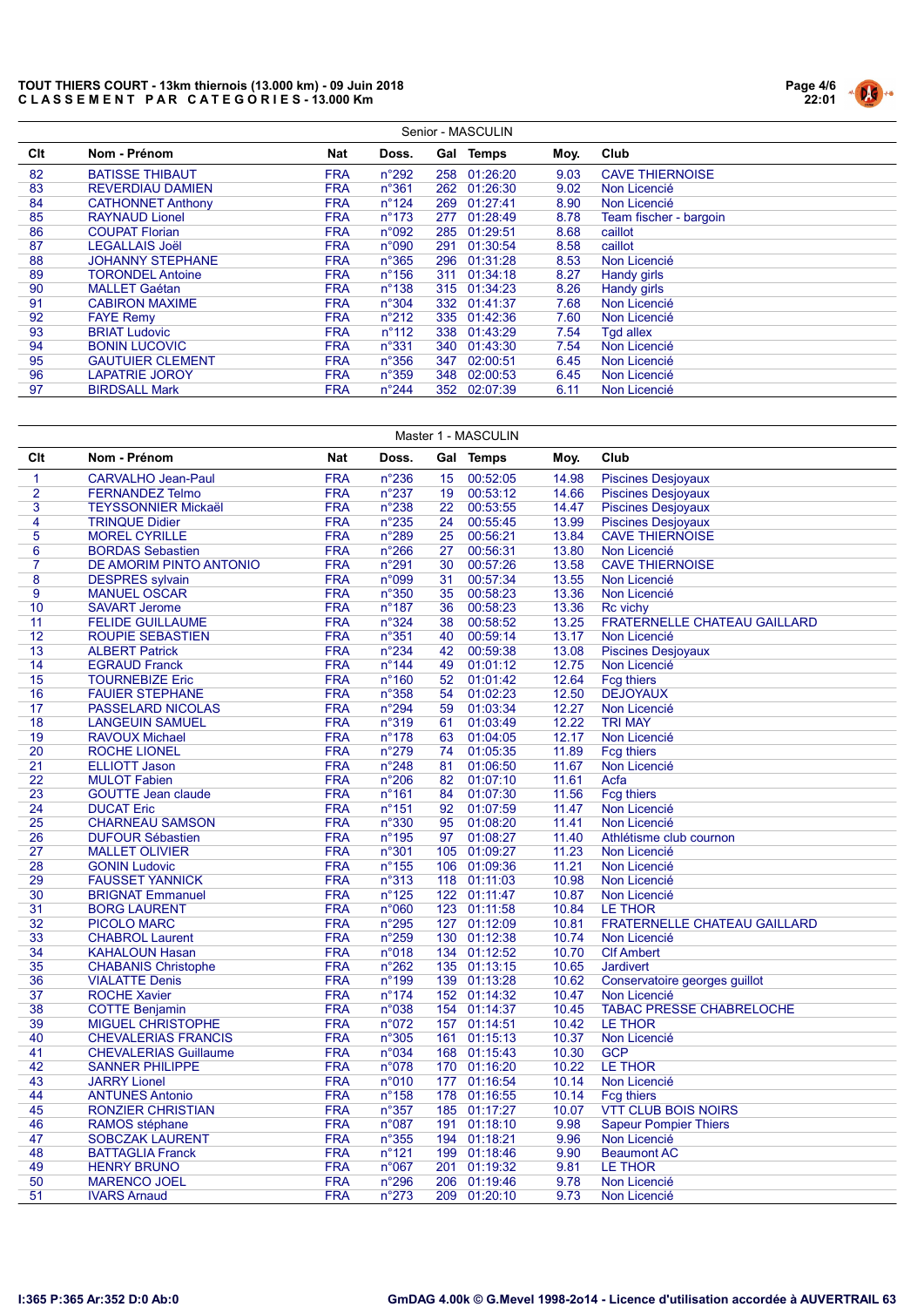**TOUT THIERS COURT - 13km thiernois (13.000 km) - 09 Juin 2018**
**C L A S S E M E N T   P A R   C A T E G O R I E S - 13.000 Km**

### Senior - MASCULIN

| Clt | Nom - Prénom | Nat | Doss. | Gal | Temps | Moy. | Club |
|---|---|---|---|---|---|---|---|
| 82 | BATISSE THIBAUT | FRA | n°292 | 258 | 01:26:20 | 9.03 | CAVE THIERNOISE |
| 83 | REVERDIAU DAMIEN | FRA | n°361 | 262 | 01:26:30 | 9.02 | Non Licencié |
| 84 | CATHONNET Anthony | FRA | n°124 | 269 | 01:27:41 | 8.90 | Non Licencié |
| 85 | RAYNAUD Lionel | FRA | n°173 | 277 | 01:28:49 | 8.78 | Team fischer - bargoin |
| 86 | COUPAT Florian | FRA | n°092 | 285 | 01:29:51 | 8.68 | caillot |
| 87 | LEGALLAIS Joël | FRA | n°090 | 291 | 01:30:54 | 8.58 | caillot |
| 88 | JOHANNY STEPHANE | FRA | n°365 | 296 | 01:31:28 | 8.53 | Non Licencié |
| 89 | TORONDEL Antoine | FRA | n°156 | 311 | 01:34:18 | 8.27 | Handy girls |
| 90 | MALLET Gaétan | FRA | n°138 | 315 | 01:34:23 | 8.26 | Handy girls |
| 91 | CABIRON MAXIME | FRA | n°304 | 332 | 01:41:37 | 7.68 | Non Licencié |
| 92 | FAYE Remy | FRA | n°212 | 335 | 01:42:36 | 7.60 | Non Licencié |
| 93 | BRIAT Ludovic | FRA | n°112 | 338 | 01:43:29 | 7.54 | Tgd allex |
| 94 | BONIN LUCOVIC | FRA | n°331 | 340 | 01:43:30 | 7.54 | Non Licencié |
| 95 | GAUTUIER CLEMENT | FRA | n°356 | 347 | 02:00:51 | 6.45 | Non Licencié |
| 96 | LAPATRIE JOROY | FRA | n°359 | 348 | 02:00:53 | 6.45 | Non Licencié |
| 97 | BIRDSALL Mark | FRA | n°244 | 352 | 02:07:39 | 6.11 | Non Licencié |

### Master 1 - MASCULIN

| Clt | Nom - Prénom | Nat | Doss. | Gal | Temps | Moy. | Club |
|---|---|---|---|---|---|---|---|
| 1 | CARVALHO Jean-Paul | FRA | n°236 | 15 | 00:52:05 | 14.98 | Piscines Desjoyaux |
| 2 | FERNANDEZ Telmo | FRA | n°237 | 19 | 00:53:12 | 14.66 | Piscines Desjoyaux |
| 3 | TEYSSONNIER Mickaël | FRA | n°238 | 22 | 00:53:55 | 14.47 | Piscines Desjoyaux |
| 4 | TRINQUE Didier | FRA | n°235 | 24 | 00:55:45 | 13.99 | Piscines Desjoyaux |
| 5 | MOREL CYRILLE | FRA | n°289 | 25 | 00:56:21 | 13.84 | CAVE THIERNOISE |
| 6 | BORDAS Sebastien | FRA | n°266 | 27 | 00:56:31 | 13.80 | Non Licencié |
| 7 | DE AMORIM PINTO ANTONIO | FRA | n°291 | 30 | 00:57:26 | 13.58 | CAVE THIERNOISE |
| 8 | DESPRES sylvain | FRA | n°099 | 31 | 00:57:34 | 13.55 | Non Licencié |
| 9 | MANUEL OSCAR | FRA | n°350 | 35 | 00:58:23 | 13.36 | Non Licencié |
| 10 | SAVART Jerome | FRA | n°187 | 36 | 00:58:23 | 13.36 | Rc vichy |
| 11 | FELIDE GUILLAUME | FRA | n°324 | 38 | 00:58:52 | 13.25 | FRATERNELLE CHATEAU GAILLARD |
| 12 | ROUPIE SEBASTIEN | FRA | n°351 | 40 | 00:59:14 | 13.17 | Non Licencié |
| 13 | ALBERT Patrick | FRA | n°234 | 42 | 00:59:38 | 13.08 | Piscines Desjoyaux |
| 14 | EGRAUD Franck | FRA | n°144 | 49 | 01:01:12 | 12.75 | Non Licencié |
| 15 | TOURNEBIZE Eric | FRA | n°160 | 52 | 01:01:42 | 12.64 | Fcg thiers |
| 16 | FAUIER STEPHANE | FRA | n°358 | 54 | 01:02:23 | 12.50 | DEJOYAUX |
| 17 | PASSELARD NICOLAS | FRA | n°294 | 59 | 01:03:34 | 12.27 | Non Licencié |
| 18 | LANGEUIN SAMUEL | FRA | n°319 | 61 | 01:03:49 | 12.22 | TRI MAY |
| 19 | RAVOUX Michael | FRA | n°178 | 63 | 01:04:05 | 12.17 | Non Licencié |
| 20 | ROCHE LIONEL | FRA | n°279 | 74 | 01:05:35 | 11.89 | Fcg thiers |
| 21 | ELLIOTT Jason | FRA | n°248 | 81 | 01:06:50 | 11.67 | Non Licencié |
| 22 | MULOT Fabien | FRA | n°206 | 82 | 01:07:10 | 11.61 | Acfa |
| 23 | GOUTTE Jean claude | FRA | n°161 | 84 | 01:07:30 | 11.56 | Fcg thiers |
| 24 | DUCAT Eric | FRA | n°151 | 92 | 01:07:59 | 11.47 | Non Licencié |
| 25 | CHARNEAU SAMSON | FRA | n°330 | 95 | 01:08:20 | 11.41 | Non Licencié |
| 26 | DUFOUR Sébastien | FRA | n°195 | 97 | 01:08:27 | 11.40 | Athlétisme club cournon |
| 27 | MALLET OLIVIER | FRA | n°301 | 105 | 01:09:27 | 11.23 | Non Licencié |
| 28 | GONIN Ludovic | FRA | n°155 | 106 | 01:09:36 | 11.21 | Non Licencié |
| 29 | FAUSSET YANNICK | FRA | n°313 | 118 | 01:11:03 | 10.98 | Non Licencié |
| 30 | BRIGNAT Emmanuel | FRA | n°125 | 122 | 01:11:47 | 10.87 | Non Licencié |
| 31 | BORG LAURENT | FRA | n°060 | 123 | 01:11:58 | 10.84 | LE THOR |
| 32 | PICOLO MARC | FRA | n°295 | 127 | 01:12:09 | 10.81 | FRATERNELLE CHATEAU GAILLARD |
| 33 | CHABROL Laurent | FRA | n°259 | 130 | 01:12:38 | 10.74 | Non Licencié |
| 34 | KAHALOUN Hasan | FRA | n°018 | 134 | 01:12:52 | 10.70 | Clf Ambert |
| 35 | CHABANIS Christophe | FRA | n°262 | 135 | 01:13:15 | 10.65 | Jardivert |
| 36 | VIALATTE Denis | FRA | n°199 | 139 | 01:13:28 | 10.62 | Conservatoire georges guillot |
| 37 | ROCHE Xavier | FRA | n°174 | 152 | 01:14:32 | 10.47 | Non Licencié |
| 38 | COTTE Benjamin | FRA | n°038 | 154 | 01:14:37 | 10.45 | TABAC PRESSE CHABRELOCHE |
| 39 | MIGUEL CHRISTOPHE | FRA | n°072 | 157 | 01:14:51 | 10.42 | LE THOR |
| 40 | CHEVALERIAS FRANCIS | FRA | n°305 | 161 | 01:15:13 | 10.37 | Non Licencié |
| 41 | CHEVALERIAS Guillaume | FRA | n°034 | 168 | 01:15:43 | 10.30 | GCP |
| 42 | SANNER PHILIPPE | FRA | n°078 | 170 | 01:16:20 | 10.22 | LE THOR |
| 43 | JARRY Lionel | FRA | n°010 | 177 | 01:16:54 | 10.14 | Non Licencié |
| 44 | ANTUNES Antonio | FRA | n°158 | 178 | 01:16:55 | 10.14 | Fcg thiers |
| 45 | RONZIER CHRISTIAN | FRA | n°357 | 185 | 01:17:27 | 10.07 | VTT CLUB BOIS NOIRS |
| 46 | RAMOS stéphane | FRA | n°087 | 191 | 01:18:10 | 9.98 | Sapeur Pompier Thiers |
| 47 | SOBCZAK LAURENT | FRA | n°355 | 194 | 01:18:21 | 9.96 | Non Licencié |
| 48 | BATTAGLIA Franck | FRA | n°121 | 199 | 01:18:46 | 9.90 | Beaumont AC |
| 49 | HENRY BRUNO | FRA | n°067 | 201 | 01:19:32 | 9.81 | LE THOR |
| 50 | MARENCO JOEL | FRA | n°296 | 206 | 01:19:46 | 9.78 | Non Licencié |
| 51 | IVARS Arnaud | FRA | n°273 | 209 | 01:20:10 | 9.73 | Non Licencié |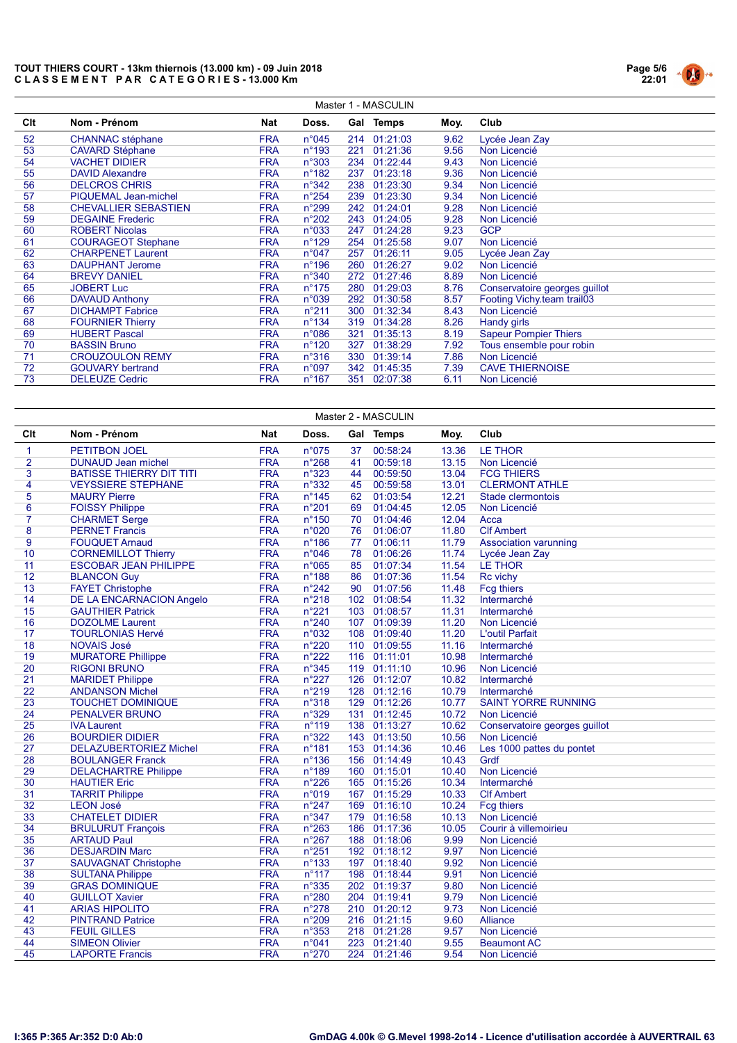**TOUT THIERS COURT - 13km thiernois (13.000 km) - 09 Juin 2018**
**C L A S S E M E N T   P A R   C A T E G O R I E S - 13.000 Km**

## Master 1 - MASCULIN

| Clt | Nom - Prénom | Nat | Doss. | Gal | Temps | Moy. | Club |
|---|---|---|---|---|---|---|---|
| 52 | CHANNAC stéphane | FRA | n°045 | 214 | 01:21:03 | 9.62 | Lycée Jean Zay |
| 53 | CAVARD Stéphane | FRA | n°193 | 221 | 01:21:36 | 9.56 | Non Licencié |
| 54 | VACHET DIDIER | FRA | n°303 | 234 | 01:22:44 | 9.43 | Non Licencié |
| 55 | DAVID Alexandre | FRA | n°182 | 237 | 01:23:18 | 9.36 | Non Licencié |
| 56 | DELCROS CHRIS | FRA | n°342 | 238 | 01:23:30 | 9.34 | Non Licencié |
| 57 | PIQUEMAL Jean-michel | FRA | n°254 | 239 | 01:23:30 | 9.34 | Non Licencié |
| 58 | CHEVALLIER SEBASTIEN | FRA | n°299 | 242 | 01:24:01 | 9.28 | Non Licencié |
| 59 | DEGAINE Frederic | FRA | n°202 | 243 | 01:24:05 | 9.28 | Non Licencié |
| 60 | ROBERT Nicolas | FRA | n°033 | 247 | 01:24:28 | 9.23 | GCP |
| 61 | COURAGEOT Stephane | FRA | n°129 | 254 | 01:25:58 | 9.07 | Non Licencié |
| 62 | CHARPENET Laurent | FRA | n°047 | 257 | 01:26:11 | 9.05 | Lycée Jean Zay |
| 63 | DAUPHANT Jerome | FRA | n°196 | 260 | 01:26:27 | 9.02 | Non Licencié |
| 64 | BREVY DANIEL | FRA | n°340 | 272 | 01:27:46 | 8.89 | Non Licencié |
| 65 | JOBERT Luc | FRA | n°175 | 280 | 01:29:03 | 8.76 | Conservatoire georges guillot |
| 66 | DAVAUD Anthony | FRA | n°039 | 292 | 01:30:58 | 8.57 | Footing Vichy.team trail03 |
| 67 | DICHAMPT Fabrice | FRA | n°211 | 300 | 01:32:34 | 8.43 | Non Licencié |
| 68 | FOURNIER Thierry | FRA | n°134 | 319 | 01:34:28 | 8.26 | Handy girls |
| 69 | HUBERT Pascal | FRA | n°086 | 321 | 01:35:13 | 8.19 | Sapeur Pompier Thiers |
| 70 | BASSIN Bruno | FRA | n°120 | 327 | 01:38:29 | 7.92 | Tous ensemble pour robin |
| 71 | CROUZOULON REMY | FRA | n°316 | 330 | 01:39:14 | 7.86 | Non Licencié |
| 72 | GOUVARY bertrand | FRA | n°097 | 342 | 01:45:35 | 7.39 | CAVE THIERNOISE |
| 73 | DELEUZE Cedric | FRA | n°167 | 351 | 02:07:38 | 6.11 | Non Licencié |

## Master 2 - MASCULIN

| Clt | Nom - Prénom | Nat | Doss. | Gal | Temps | Moy. | Club |
|---|---|---|---|---|---|---|---|
| 1 | PETITBON JOEL | FRA | n°075 | 37 | 00:58:24 | 13.36 | LE THOR |
| 2 | DUNAUD Jean michel | FRA | n°268 | 41 | 00:59:18 | 13.15 | Non Licencié |
| 3 | BATISSE THIERRY DIT TITI | FRA | n°323 | 44 | 00:59:50 | 13.04 | FCG THIERS |
| 4 | VEYSSIERE STEPHANE | FRA | n°332 | 45 | 00:59:58 | 13.01 | CLERMONT ATHLE |
| 5 | MAURY Pierre | FRA | n°145 | 62 | 01:03:54 | 12.21 | Stade clermontois |
| 6 | FOISSY Philippe | FRA | n°201 | 69 | 01:04:45 | 12.05 | Non Licencié |
| 7 | CHARMET Serge | FRA | n°150 | 70 | 01:04:46 | 12.04 | Acca |
| 8 | PERNET Francis | FRA | n°020 | 76 | 01:06:07 | 11.80 | Clf Ambert |
| 9 | FOUQUET Arnaud | FRA | n°186 | 77 | 01:06:11 | 11.79 | Association varunning |
| 10 | CORNEMILLOT Thierry | FRA | n°046 | 78 | 01:06:26 | 11.74 | Lycée Jean Zay |
| 11 | ESCOBAR JEAN PHILIPPE | FRA | n°065 | 85 | 01:07:34 | 11.54 | LE THOR |
| 12 | BLANCON Guy | FRA | n°188 | 86 | 01:07:36 | 11.54 | Rc vichy |
| 13 | FAYET Christophe | FRA | n°242 | 90 | 01:07:56 | 11.48 | Fcg thiers |
| 14 | DE LA ENCARNACION Angelo | FRA | n°218 | 102 | 01:08:54 | 11.32 | Intermarché |
| 15 | GAUTHIER Patrick | FRA | n°221 | 103 | 01:08:57 | 11.31 | Intermarché |
| 16 | DOZOLME Laurent | FRA | n°240 | 107 | 01:09:39 | 11.20 | Non Licencié |
| 17 | TOURLONIAS Hervé | FRA | n°032 | 108 | 01:09:40 | 11.20 | L'outil Parfait |
| 18 | NOVAIS José | FRA | n°220 | 110 | 01:09:55 | 11.16 | Intermarché |
| 19 | MURATORE Phillippe | FRA | n°222 | 116 | 01:11:01 | 10.98 | Intermarché |
| 20 | RIGONI BRUNO | FRA | n°345 | 119 | 01:11:10 | 10.96 | Non Licencié |
| 21 | MARIDET Philippe | FRA | n°227 | 126 | 01:12:07 | 10.82 | Intermarché |
| 22 | ANDANSON Michel | FRA | n°219 | 128 | 01:12:16 | 10.79 | Intermarché |
| 23 | TOUCHET DOMINIQUE | FRA | n°318 | 129 | 01:12:26 | 10.77 | SAINT YORRE RUNNING |
| 24 | PENALVER BRUNO | FRA | n°329 | 131 | 01:12:45 | 10.72 | Non Licencié |
| 25 | IVA Laurent | FRA | n°119 | 138 | 01:13:27 | 10.62 | Conservatoire georges guillot |
| 26 | BOURDIER DIDIER | FRA | n°322 | 143 | 01:13:50 | 10.56 | Non Licencié |
| 27 | DELAZUBERTORIEZ Michel | FRA | n°181 | 153 | 01:14:36 | 10.46 | Les 1000 pattes du pontet |
| 28 | BOULANGER Franck | FRA | n°136 | 156 | 01:14:49 | 10.43 | Grdf |
| 29 | DELACHARTRE Philippe | FRA | n°189 | 160 | 01:15:01 | 10.40 | Non Licencié |
| 30 | HAUTIER Eric | FRA | n°226 | 165 | 01:15:26 | 10.34 | Intermarché |
| 31 | TARRIT Philippe | FRA | n°019 | 167 | 01:15:29 | 10.33 | Clf Ambert |
| 32 | LEON José | FRA | n°247 | 169 | 01:16:10 | 10.24 | Fcg thiers |
| 33 | CHATELET DIDIER | FRA | n°347 | 179 | 01:16:58 | 10.13 | Non Licencié |
| 34 | BRULURUT François | FRA | n°263 | 186 | 01:17:36 | 10.05 | Courir à villemoirieu |
| 35 | ARTAUD Paul | FRA | n°267 | 188 | 01:18:06 | 9.99 | Non Licencié |
| 36 | DESJARDIN Marc | FRA | n°251 | 192 | 01:18:12 | 9.97 | Non Licencié |
| 37 | SAUVAGNAT Christophe | FRA | n°133 | 197 | 01:18:40 | 9.92 | Non Licencié |
| 38 | SULTANA Philippe | FRA | n°117 | 198 | 01:18:44 | 9.91 | Non Licencié |
| 39 | GRAS DOMINIQUE | FRA | n°335 | 202 | 01:19:37 | 9.80 | Non Licencié |
| 40 | GUILLOT Xavier | FRA | n°280 | 204 | 01:19:41 | 9.79 | Non Licencié |
| 41 | ARIAS HIPOLITO | FRA | n°278 | 210 | 01:20:12 | 9.73 | Non Licencié |
| 42 | PINTRAND Patrice | FRA | n°209 | 216 | 01:21:15 | 9.60 | Alliance |
| 43 | FEUIL GILLES | FRA | n°353 | 218 | 01:21:28 | 9.57 | Non Licencié |
| 44 | SIMEON Olivier | FRA | n°041 | 223 | 01:21:40 | 9.55 | Beaumont AC |
| 45 | LAPORTE Francis | FRA | n°270 | 224 | 01:21:46 | 9.54 | Non Licencié |

I:365 P:365 Ar:352 D:0 Ab:0

GmDAG 4.00k © G.Mevel 1998-2014 - Licence d'utilisation accordée à AUVERTRAIL 63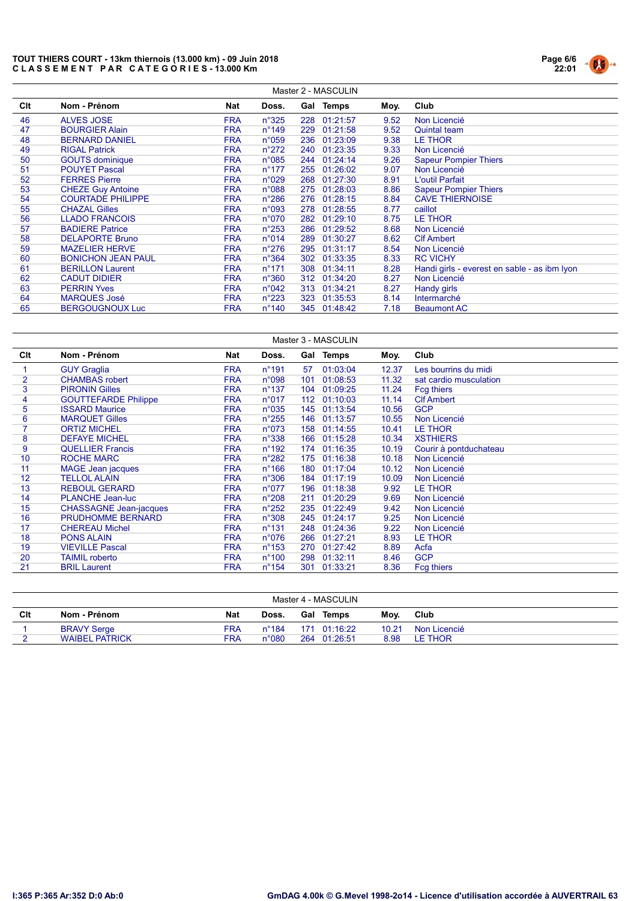**TOUT THIERS COURT - 13km thiernois (13.000 km) - 09 Juin 2018**
**CLASSEMENT PAR CATEGORIES - 13.000 Km**

Master 2 - MASCULIN

| Clt | Nom - Prénom | Nat | Doss. | Gal | Temps | Moy. | Club |
|---|---|---|---|---|---|---|---|
| 46 | ALVES JOSE | FRA | n°325 | 228 | 01:21:57 | 9.52 | Non Licencié |
| 47 | BOURGIER Alain | FRA | n°149 | 229 | 01:21:58 | 9.52 | Quintal team |
| 48 | BERNARD DANIEL | FRA | n°059 | 236 | 01:23:09 | 9.38 | LE THOR |
| 49 | RIGAL Patrick | FRA | n°272 | 240 | 01:23:35 | 9.33 | Non Licencié |
| 50 | GOUTS dominique | FRA | n°085 | 244 | 01:24:14 | 9.26 | Sapeur Pompier Thiers |
| 51 | POUYET Pascal | FRA | n°177 | 255 | 01:26:02 | 9.07 | Non Licencié |
| 52 | FERRES Pierre | FRA | n°029 | 268 | 01:27:30 | 8.91 | L'outil Parfait |
| 53 | CHEZE Guy Antoine | FRA | n°088 | 275 | 01:28:03 | 8.86 | Sapeur Pompier Thiers |
| 54 | COURTADE PHILIPPE | FRA | n°286 | 276 | 01:28:15 | 8.84 | CAVE THIERNOISE |
| 55 | CHAZAL Gilles | FRA | n°093 | 278 | 01:28:55 | 8.77 | caillot |
| 56 | LLADO FRANCOIS | FRA | n°070 | 282 | 01:29:10 | 8.75 | LE THOR |
| 57 | BADIERE Patrice | FRA | n°253 | 286 | 01:29:52 | 8.68 | Non Licencié |
| 58 | DELAPORTE Bruno | FRA | n°014 | 289 | 01:30:27 | 8.62 | Clf Ambert |
| 59 | MAZELIER HERVE | FRA | n°276 | 295 | 01:31:17 | 8.54 | Non Licencié |
| 60 | BONICHON JEAN PAUL | FRA | n°364 | 302 | 01:33:35 | 8.33 | RC VICHY |
| 61 | BERILLON Laurent | FRA | n°171 | 308 | 01:34:11 | 8.28 | Handi girls - everest en sable - as ibm lyon |
| 62 | CADUT DIDIER | FRA | n°360 | 312 | 01:34:20 | 8.27 | Non Licencié |
| 63 | PERRIN Yves | FRA | n°042 | 313 | 01:34:21 | 8.27 | Handy girls |
| 64 | MARQUES José | FRA | n°223 | 323 | 01:35:53 | 8.14 | Intermarché |
| 65 | BERGOUGNOUX Luc | FRA | n°140 | 345 | 01:48:42 | 7.18 | Beaumont AC |

Master 3 - MASCULIN

| Clt | Nom - Prénom | Nat | Doss. | Gal | Temps | Moy. | Club |
|---|---|---|---|---|---|---|---|
| 1 | GUY Graglia | FRA | n°191 | 57 | 01:03:04 | 12.37 | Les bourrins du midi |
| 2 | CHAMBAS robert | FRA | n°098 | 101 | 01:08:53 | 11.32 | sat cardio musculation |
| 3 | PIRONIN Gilles | FRA | n°137 | 104 | 01:09:25 | 11.24 | Fcg thiers |
| 4 | GOUTTEFARDE Philippe | FRA | n°017 | 112 | 01:10:03 | 11.14 | Clf Ambert |
| 5 | ISSARD Maurice | FRA | n°035 | 145 | 01:13:54 | 10.56 | GCP |
| 6 | MARQUET Gilles | FRA | n°255 | 146 | 01:13:57 | 10.55 | Non Licencié |
| 7 | ORTIZ MICHEL | FRA | n°073 | 158 | 01:14:55 | 10.41 | LE THOR |
| 8 | DEFAYE MICHEL | FRA | n°338 | 166 | 01:15:28 | 10.34 | XSTHIERS |
| 9 | QUELLIER Francis | FRA | n°192 | 174 | 01:16:35 | 10.19 | Courir à pontduchateau |
| 10 | ROCHE MARC | FRA | n°282 | 175 | 01:16:38 | 10.18 | Non Licencié |
| 11 | MAGE Jean jacques | FRA | n°166 | 180 | 01:17:04 | 10.12 | Non Licencié |
| 12 | TELLOL ALAIN | FRA | n°306 | 184 | 01:17:19 | 10.09 | Non Licencié |
| 13 | REBOUL GERARD | FRA | n°077 | 196 | 01:18:38 | 9.92 | LE THOR |
| 14 | PLANCHE Jean-luc | FRA | n°208 | 211 | 01:20:29 | 9.69 | Non Licencié |
| 15 | CHASSAGNE Jean-jacques | FRA | n°252 | 235 | 01:22:49 | 9.42 | Non Licencié |
| 16 | PRUDHOMME BERNARD | FRA | n°308 | 245 | 01:24:17 | 9.25 | Non Licencié |
| 17 | CHEREAU Michel | FRA | n°131 | 248 | 01:24:36 | 9.22 | Non Licencié |
| 18 | PONS ALAIN | FRA | n°076 | 266 | 01:27:21 | 8.93 | LE THOR |
| 19 | VIEVILLE Pascal | FRA | n°153 | 270 | 01:27:42 | 8.89 | Acfa |
| 20 | TAIMIL roberto | FRA | n°100 | 298 | 01:32:11 | 8.46 | GCP |
| 21 | BRIL Laurent | FRA | n°154 | 301 | 01:33:21 | 8.36 | Fcg thiers |

Master 4 - MASCULIN

| Clt | Nom - Prénom | Nat | Doss. | Gal | Temps | Moy. | Club |
|---|---|---|---|---|---|---|---|
| 1 | BRAVY Serge | FRA | n°184 | 171 | 01:16:22 | 10.21 | Non Licencié |
| 2 | WAIBEL PATRICK | FRA | n°080 | 264 | 01:26:51 | 8.98 | LE THOR |

I:365 P:365 Ar:352 D:0 Ab:0

GmDAG 4.00k © G.Mevel 1998-2o14 - Licence d'utilisation accordée à AUVERTRAIL 63